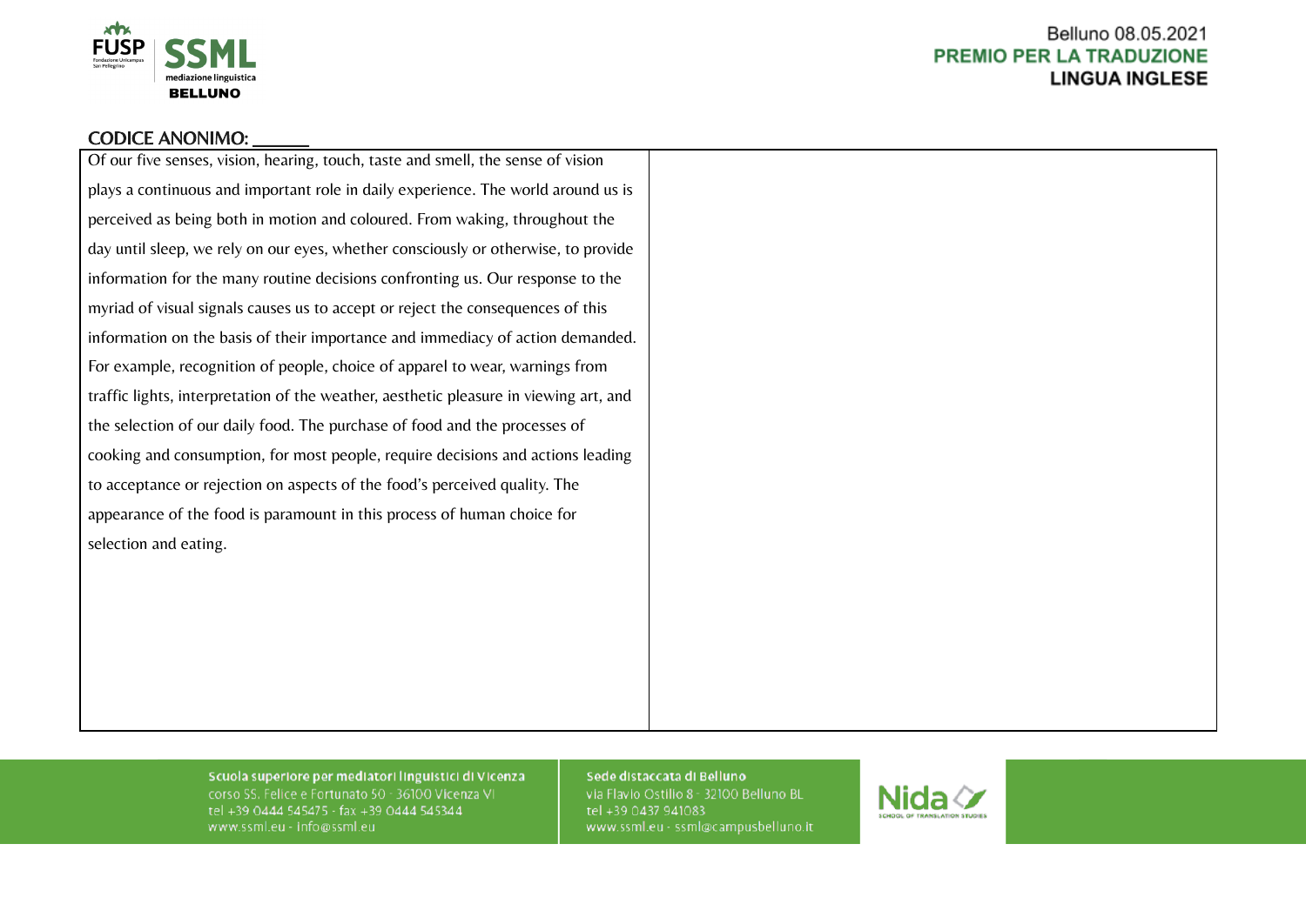FUSP SSML mediazione linguistica BELLUNO

Belluno 08.05.2021
**PREMIO PER LA TRADUZIONE**
**LINGUA INGLESE**

CODICE ANONIMO: ______

| Of our five senses, vision, hearing, touch, taste and smell, the sense of vision plays a continuous and important role in daily experience. The world around us is perceived as being both in motion and coloured. From waking, throughout the day until sleep, we rely on our eyes, whether consciously or otherwise, to provide information for the many routine decisions confronting us. Our response to the myriad of visual signals causes us to accept or reject the consequences of this information on the basis of their importance and immediacy of action demanded. For example, recognition of people, choice of apparel to wear, warnings from traffic lights, interpretation of the weather, aesthetic pleasure in viewing art, and the selection of our daily food. The purchase of food and the processes of cooking and consumption, for most people, require decisions and actions leading to acceptance or rejection on aspects of the food's perceived quality. The appearance of the food is paramount in this process of human choice for selection and eating. | |
|---|---|

Scuola superiore per mediatori linguistici di Vicenza
corso SS. Felice e Fortunato 50 - 36100 Vicenza VI
tel +39 0444 545475 - fax +39 0444 545344
www.ssml.eu - info@ssml.eu

Sede distaccata di Belluno
via Flavio Ostilio 8 - 32100 Belluno BL
tel +39 0437 941083
www.ssml.eu - ssml@campusbelluno.it

Nida SCHOOL OF TRANSLATION STUDIES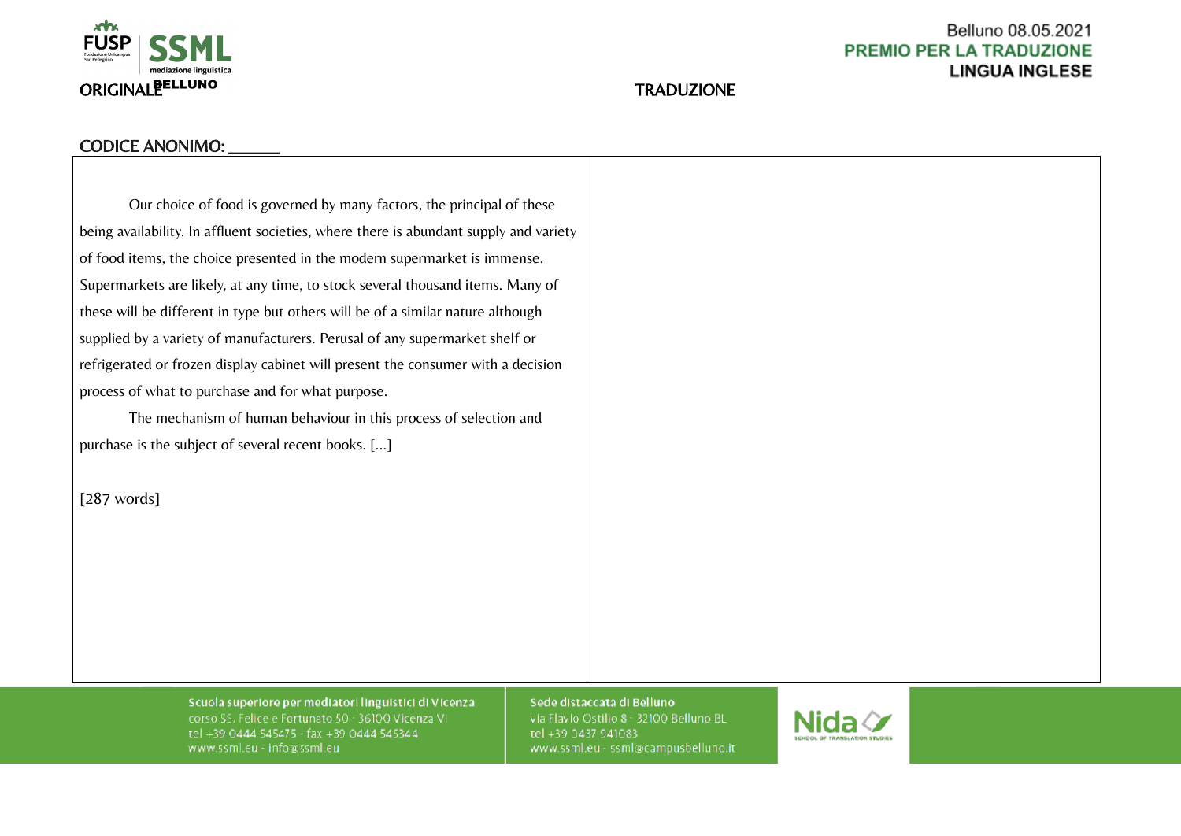Belluno 08.05.2021

**PREMIO PER LA TRADUZIONE**

**LINGUA INGLESE**

| ORIGINALE | TRADUZIONE |
| --- | --- |

CODICE ANONIMO: ______

| | |
| --- | --- |
| Our choice of food is governed by many factors, the principal of these being availability. In affluent societies, where there is abundant supply and variety of food items, the choice presented in the modern supermarket is immense. Supermarkets are likely, at any time, to stock several thousand items. Many of these will be different in type but others will be of a similar nature although supplied by a variety of manufacturers. Perusal of any supermarket shelf or refrigerated or frozen display cabinet will present the consumer with a decision process of what to purchase and for what purpose.<br><br>The mechanism of human behaviour in this process of selection and purchase is the subject of several recent books. [...]<br><br>[287 words] | |